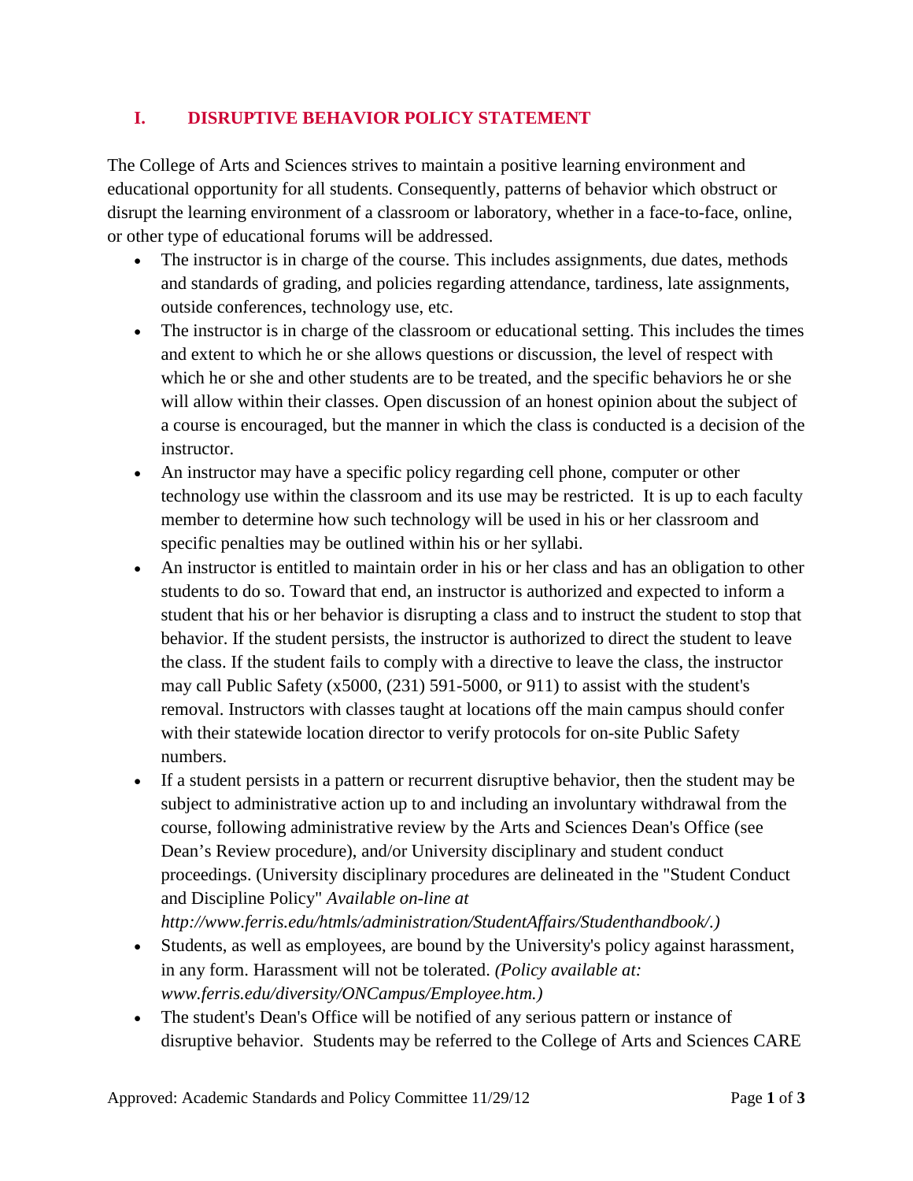## I. DISRUPTIVE BEHAVIOR POLICY STATEMENT

The College of Arts and Sciences strives to maintain a positive learning environment and educational opportunity for all students. Consequently, patterns of behavior which obstruct or disrupt the learning environment of a classroom or laboratory, whether in a face-to-face, online, or other type of educational forums will be addressed.

- The instructor is in charge of the course. This includes assignments, due dates, methods and standards of grading, and policies regarding attendance, tardiness, late assignments, outside conferences, technology use, etc.
- The instructor is in charge of the classroom or educational setting. This includes the times and extent to which he or she allows questions or discussion, the level of respect with which he or she and other students are to be treated, and the specific behaviors he or she will allow within their classes. Open discussion of an honest opinion about the subject of a course is encouraged, but the manner in which the class is conducted is a decision of the instructor.
- An instructor may have a specific policy regarding cell phone, computer or other technology use within the classroom and its use may be restricted. It is up to each faculty member to determine how such technology will be used in his or her classroom and specific penalties may be outlined within his or her syllabi.
- An instructor is entitled to maintain order in his or her class and has an obligation to other students to do so. Toward that end, an instructor is authorized and expected to inform a student that his or her behavior is disrupting a class and to instruct the student to stop that behavior. If the student persists, the instructor is authorized to direct the student to leave the class. If the student fails to comply with a directive to leave the class, the instructor may call Public Safety (x5000, (231) 591-5000, or 911) to assist with the student's removal. Instructors with classes taught at locations off the main campus should confer with their statewide location director to verify protocols for on-site Public Safety numbers.
- If a student persists in a pattern or recurrent disruptive behavior, then the student may be subject to administrative action up to and including an involuntary withdrawal from the course, following administrative review by the Arts and Sciences Dean's Office (see Dean's Review procedure), and/or University disciplinary and student conduct proceedings. (University disciplinary procedures are delineated in the "Student Conduct and Discipline Policy" *Available on-line at http://www.ferris.edu/htmls/administration/StudentAffairs/Studenthandbook/.)*
- Students, as well as employees, are bound by the University's policy against harassment, in any form. Harassment will not be tolerated. *(Policy available at: www.ferris.edu/diversity/ONCampus/Employee.htm.)*
- The student's Dean's Office will be notified of any serious pattern or instance of disruptive behavior. Students may be referred to the College of Arts and Sciences CARE

Approved: Academic Standards and Policy Committee 11/29/12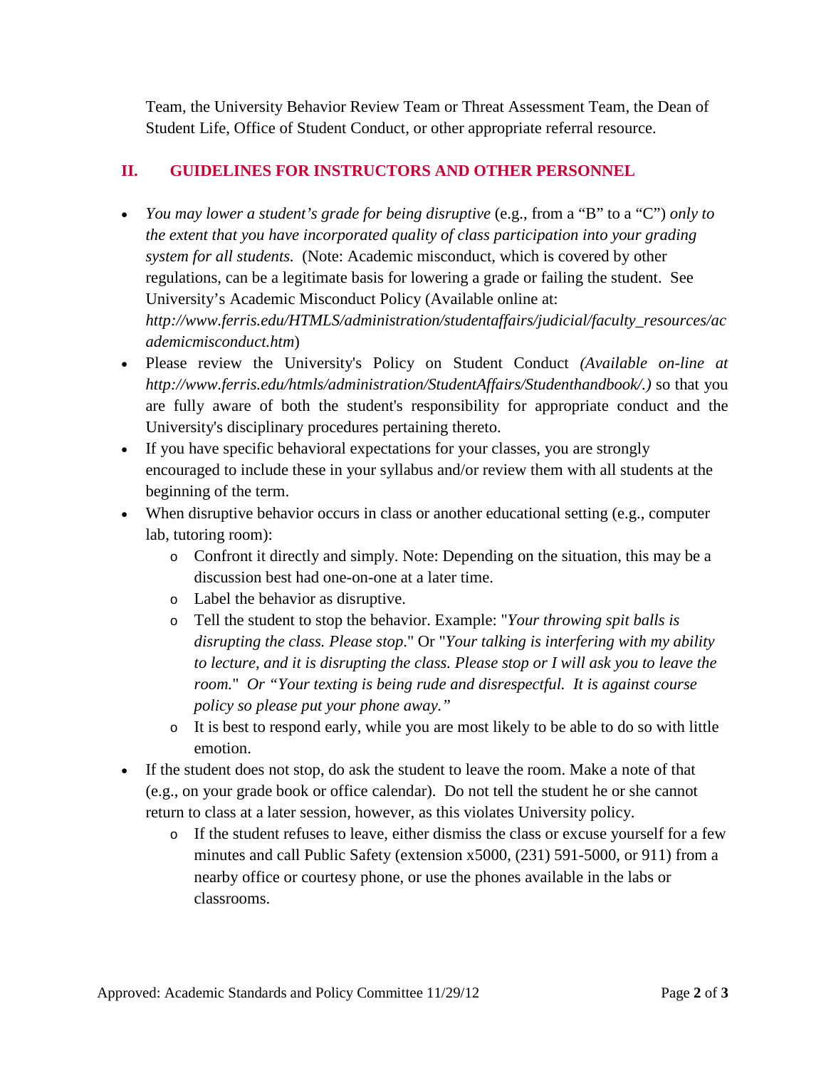Team, the University Behavior Review Team or Threat Assessment Team, the Dean of Student Life, Office of Student Conduct, or other appropriate referral resource.

## II. GUIDELINES FOR INSTRUCTORS AND OTHER PERSONNEL

- *You may lower a student's grade for being disruptive* (e.g., from a "B" to a "C") *only to the extent that you have incorporated quality of class participation into your grading system for all students.* (Note: Academic misconduct, which is covered by other regulations, can be a legitimate basis for lowering a grade or failing the student. See University's Academic Misconduct Policy (Available online at: *http://www.ferris.edu/HTMLS/administration/studentaffairs/judicial/faculty_resources/academicmisconduct.htm*)
- Please review the University's Policy on Student Conduct *(Available on-line at http://www.ferris.edu/htmls/administration/StudentAffairs/Studenthandbook/.)* so that you are fully aware of both the student's responsibility for appropriate conduct and the University's disciplinary procedures pertaining thereto.
- If you have specific behavioral expectations for your classes, you are strongly encouraged to include these in your syllabus and/or review them with all students at the beginning of the term.
- When disruptive behavior occurs in class or another educational setting (e.g., computer lab, tutoring room):
  - Confront it directly and simply. Note: Depending on the situation, this may be a discussion best had one-on-one at a later time.
  - Label the behavior as disruptive.
  - Tell the student to stop the behavior. Example: "*Your throwing spit balls is disrupting the class. Please stop*." Or "*Your talking is interfering with my ability to lecture, and it is disrupting the class. Please stop or I will ask you to leave the room.*" *Or "Your texting is being rude and disrespectful. It is against course policy so please put your phone away."*
  - It is best to respond early, while you are most likely to be able to do so with little emotion.
- If the student does not stop, do ask the student to leave the room. Make a note of that (e.g., on your grade book or office calendar). Do not tell the student he or she cannot return to class at a later session, however, as this violates University policy.
  - If the student refuses to leave, either dismiss the class or excuse yourself for a few minutes and call Public Safety (extension x5000, (231) 591-5000, or 911) from a nearby office or courtesy phone, or use the phones available in the labs or classrooms.

Approved: Academic Standards and Policy Committee 11/29/12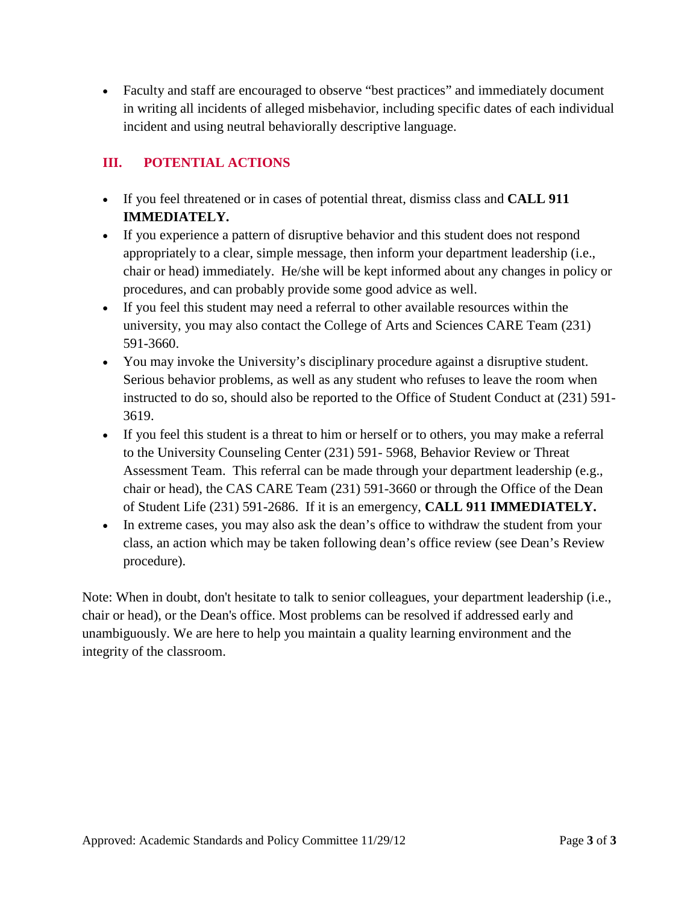- Faculty and staff are encouraged to observe "best practices" and immediately document in writing all incidents of alleged misbehavior, including specific dates of each individual incident and using neutral behaviorally descriptive language.

## III. POTENTIAL ACTIONS

- If you feel threatened or in cases of potential threat, dismiss class and **CALL 911 IMMEDIATELY.**
- If you experience a pattern of disruptive behavior and this student does not respond appropriately to a clear, simple message, then inform your department leadership (i.e., chair or head) immediately. He/she will be kept informed about any changes in policy or procedures, and can probably provide some good advice as well.
- If you feel this student may need a referral to other available resources within the university, you may also contact the College of Arts and Sciences CARE Team (231) 591-3660.
- You may invoke the University's disciplinary procedure against a disruptive student. Serious behavior problems, as well as any student who refuses to leave the room when instructed to do so, should also be reported to the Office of Student Conduct at (231) 591-3619.
- If you feel this student is a threat to him or herself or to others, you may make a referral to the University Counseling Center (231) 591- 5968, Behavior Review or Threat Assessment Team. This referral can be made through your department leadership (e.g., chair or head), the CAS CARE Team (231) 591-3660 or through the Office of the Dean of Student Life (231) 591-2686. If it is an emergency, **CALL 911 IMMEDIATELY.**
- In extreme cases, you may also ask the dean's office to withdraw the student from your class, an action which may be taken following dean's office review (see Dean's Review procedure).

Note: When in doubt, don't hesitate to talk to senior colleagues, your department leadership (i.e., chair or head), or the Dean's office. Most problems can be resolved if addressed early and unambiguously. We are here to help you maintain a quality learning environment and the integrity of the classroom.

Approved: Academic Standards and Policy Committee 11/29/12